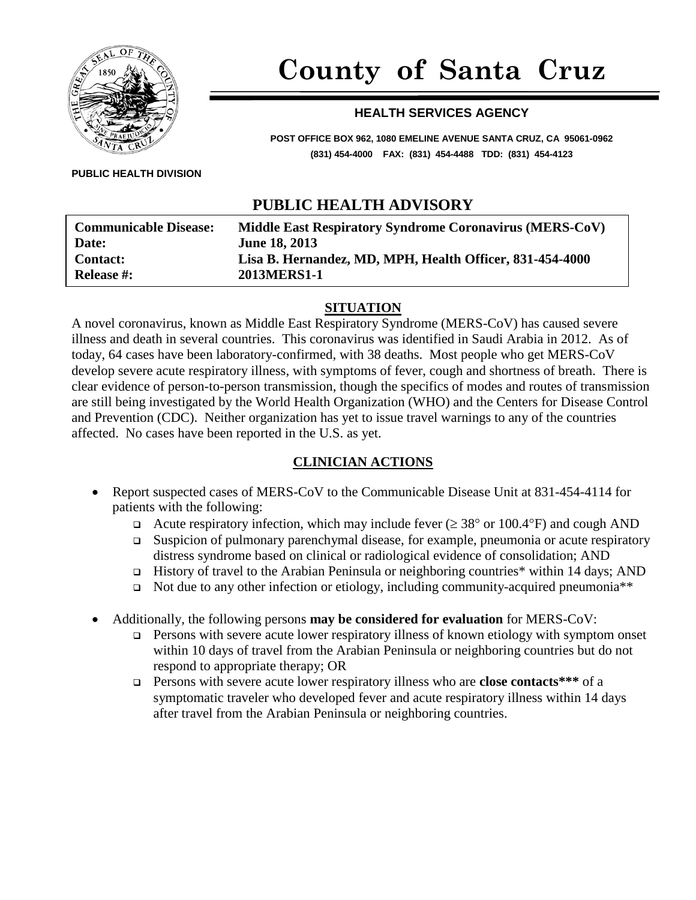# County of Santa Cruz

## HEALTH SERVICES AGENCY

**POST OFFICE BOX 962, 1080 EMELINE AVENUE SANTA CRUZ, CA 95061-0962**
**(831) 454-4000 FAX: (831) 454-4488 TDD: (831) 454-4123**

**PUBLIC HEALTH DIVISION**

## PUBLIC HEALTH ADVISORY

| | |
|---|---|
| **Communicable Disease:** | **Middle East Respiratory Syndrome Coronavirus (MERS-CoV)** |
| **Date:** | **June 18, 2013** |
| **Contact:** | **Lisa B. Hernandez, MD, MPH, Health Officer, 831-454-4000** |
| **Release #:** | **2013MERS1-1** |

### SITUATION

A novel coronavirus, known as Middle East Respiratory Syndrome (MERS-CoV) has caused severe illness and death in several countries. This coronavirus was identified in Saudi Arabia in 2012. As of today, 64 cases have been laboratory-confirmed, with 38 deaths. Most people who get MERS-CoV develop severe acute respiratory illness, with symptoms of fever, cough and shortness of breath. There is clear evidence of person-to-person transmission, though the specifics of modes and routes of transmission are still being investigated by the World Health Organization (WHO) and the Centers for Disease Control and Prevention (CDC). Neither organization has yet to issue travel warnings to any of the countries affected. No cases have been reported in the U.S. as yet.

### CLINICIAN ACTIONS

- Report suspected cases of MERS-CoV to the Communicable Disease Unit at 831-454-4114 for patients with the following:
  - Acute respiratory infection, which may include fever (≥ 38° or 100.4°F) and cough AND
  - Suspicion of pulmonary parenchymal disease, for example, pneumonia or acute respiratory distress syndrome based on clinical or radiological evidence of consolidation; AND
  - History of travel to the Arabian Peninsula or neighboring countries* within 14 days; AND
  - Not due to any other infection or etiology, including community-acquired pneumonia**
- Additionally, the following persons **may be considered for evaluation** for MERS-CoV:
  - Persons with severe acute lower respiratory illness of known etiology with symptom onset within 10 days of travel from the Arabian Peninsula or neighboring countries but do not respond to appropriate therapy; OR
  - Persons with severe acute lower respiratory illness who are **close contacts***** of a symptomatic traveler who developed fever and acute respiratory illness within 14 days after travel from the Arabian Peninsula or neighboring countries.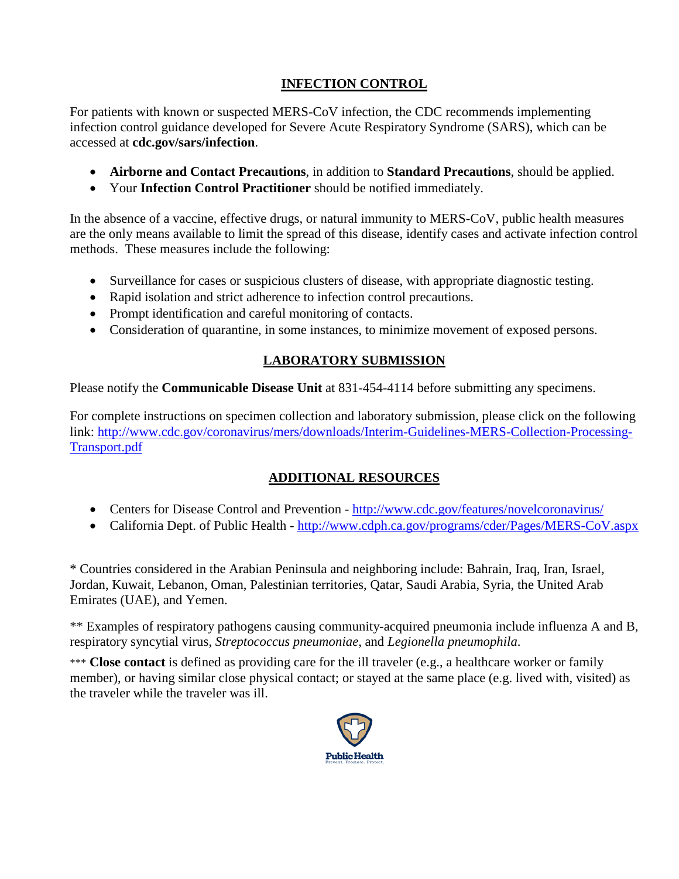## INFECTION CONTROL

For patients with known or suspected MERS-CoV infection, the CDC recommends implementing infection control guidance developed for Severe Acute Respiratory Syndrome (SARS), which can be accessed at **cdc.gov/sars/infection**.

- **Airborne and Contact Precautions**, in addition to **Standard Precautions**, should be applied.
- Your **Infection Control Practitioner** should be notified immediately.

In the absence of a vaccine, effective drugs, or natural immunity to MERS-CoV, public health measures are the only means available to limit the spread of this disease, identify cases and activate infection control methods. These measures include the following:

- Surveillance for cases or suspicious clusters of disease, with appropriate diagnostic testing.
- Rapid isolation and strict adherence to infection control precautions.
- Prompt identification and careful monitoring of contacts.
- Consideration of quarantine, in some instances, to minimize movement of exposed persons.

## LABORATORY SUBMISSION

Please notify the **Communicable Disease Unit** at 831-454-4114 before submitting any specimens.

For complete instructions on specimen collection and laboratory submission, please click on the following link: [http://www.cdc.gov/coronavirus/mers/downloads/Interim-Guidelines-MERS-Collection-Processing-Transport.pdf](http://www.cdc.gov/coronavirus/mers/downloads/Interim-Guidelines-MERS-Collection-Processing-Transport.pdf)

## ADDITIONAL RESOURCES

- Centers for Disease Control and Prevention - [http://www.cdc.gov/features/novelcoronavirus/](http://www.cdc.gov/features/novelcoronavirus/)
- California Dept. of Public Health - [http://www.cdph.ca.gov/programs/cder/Pages/MERS-CoV.aspx](http://www.cdph.ca.gov/programs/cder/Pages/MERS-CoV.aspx)

* Countries considered in the Arabian Peninsula and neighboring include: Bahrain, Iraq, Iran, Israel, Jordan, Kuwait, Lebanon, Oman, Palestinian territories, Qatar, Saudi Arabia, Syria, the United Arab Emirates (UAE), and Yemen.

** Examples of respiratory pathogens causing community-acquired pneumonia include influenza A and B, respiratory syncytial virus, *Streptococcus pneumoniae*, and *Legionella pneumophila*.

*** **Close contact** is defined as providing care for the ill traveler (e.g., a healthcare worker or family member), or having similar close physical contact; or stayed at the same place (e.g. lived with, visited) as the traveler while the traveler was ill.

Public Health
Prevent. Promote. Protect.